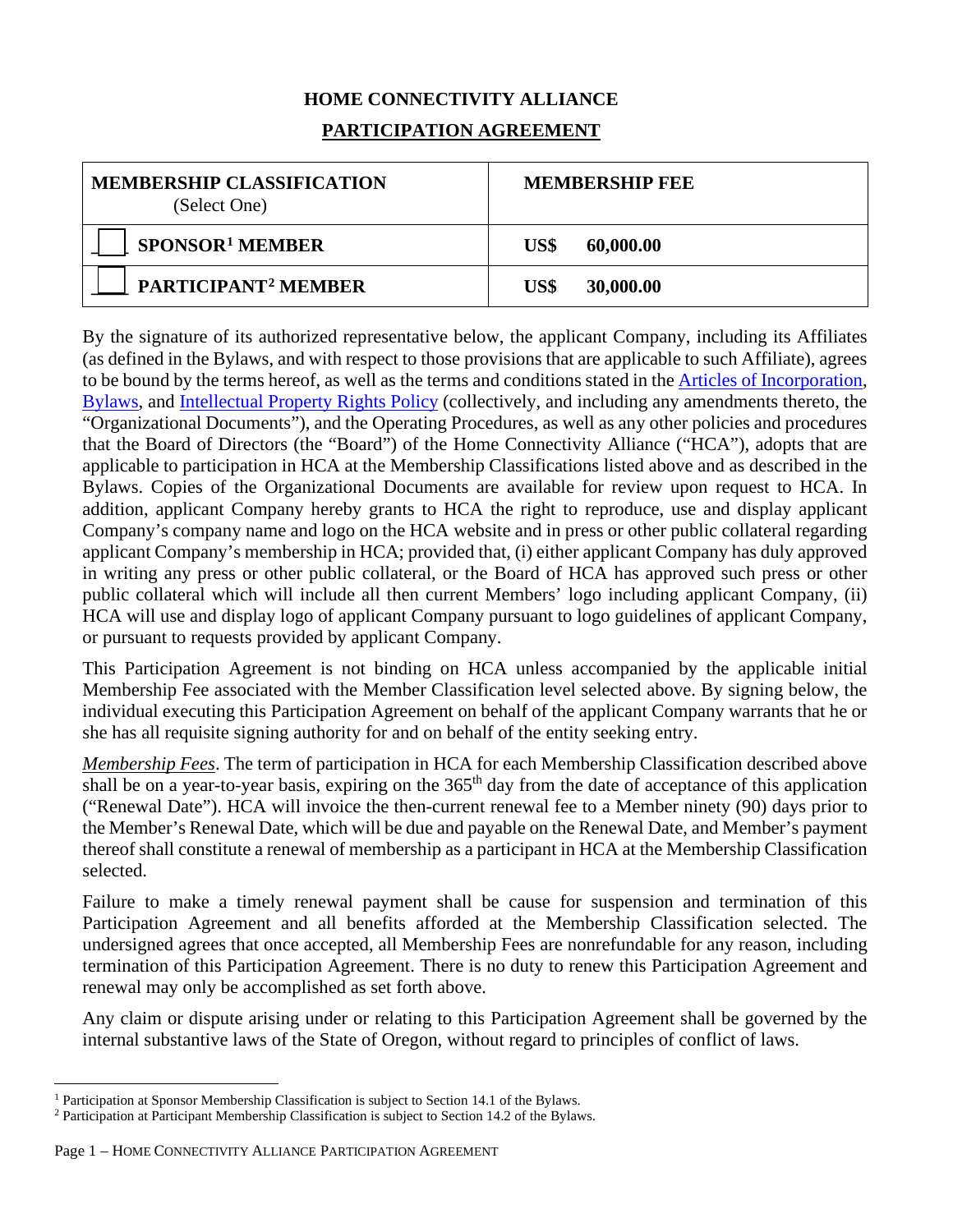# HOME CONNECTIVITY ALLIANCE

## PARTICIPATION AGREEMENT

| **MEMBERSHIP CLASSIFICATION** (Select One) | **MEMBERSHIP FEE** |
|---|---|
| ___ **SPONSOR[1] MEMBER** | **US$ 60,000.00** |
| ___ **PARTICIPANT[2] MEMBER** | **US$ 30,000.00** |

By the signature of its authorized representative below, the applicant Company, including its Affiliates (as defined in the Bylaws, and with respect to those provisions that are applicable to such Affiliate), agrees to be bound by the terms hereof, as well as the terms and conditions stated in the Articles of Incorporation, Bylaws, and Intellectual Property Rights Policy (collectively, and including any amendments thereto, the "Organizational Documents"), and the Operating Procedures, as well as any other policies and procedures that the Board of Directors (the "Board") of the Home Connectivity Alliance ("HCA"), adopts that are applicable to participation in HCA at the Membership Classifications listed above and as described in the Bylaws. Copies of the Organizational Documents are available for review upon request to HCA. In addition, applicant Company hereby grants to HCA the right to reproduce, use and display applicant Company's company name and logo on the HCA website and in press or other public collateral regarding applicant Company's membership in HCA; provided that, (i) either applicant Company has duly approved in writing any press or other public collateral, or the Board of HCA has approved such press or other public collateral which will include all then current Members' logo including applicant Company, (ii) HCA will use and display logo of applicant Company pursuant to logo guidelines of applicant Company, or pursuant to requests provided by applicant Company.

This Participation Agreement is not binding on HCA unless accompanied by the applicable initial Membership Fee associated with the Member Classification level selected above. By signing below, the individual executing this Participation Agreement on behalf of the applicant Company warrants that he or she has all requisite signing authority for and on behalf of the entity seeking entry.

*Membership Fees*. The term of participation in HCA for each Membership Classification described above shall be on a year-to-year basis, expiring on the 365th day from the date of acceptance of this application ("Renewal Date"). HCA will invoice the then-current renewal fee to a Member ninety (90) days prior to the Member's Renewal Date, which will be due and payable on the Renewal Date, and Member's payment thereof shall constitute a renewal of membership as a participant in HCA at the Membership Classification selected.

Failure to make a timely renewal payment shall be cause for suspension and termination of this Participation Agreement and all benefits afforded at the Membership Classification selected. The undersigned agrees that once accepted, all Membership Fees are nonrefundable for any reason, including termination of this Participation Agreement. There is no duty to renew this Participation Agreement and renewal may only be accomplished as set forth above.

Any claim or dispute arising under or relating to this Participation Agreement shall be governed by the internal substantive laws of the State of Oregon, without regard to principles of conflict of laws.

---

[1] Participation at Sponsor Membership Classification is subject to Section 14.1 of the Bylaws.

[2] Participation at Participant Membership Classification is subject to Section 14.2 of the Bylaws.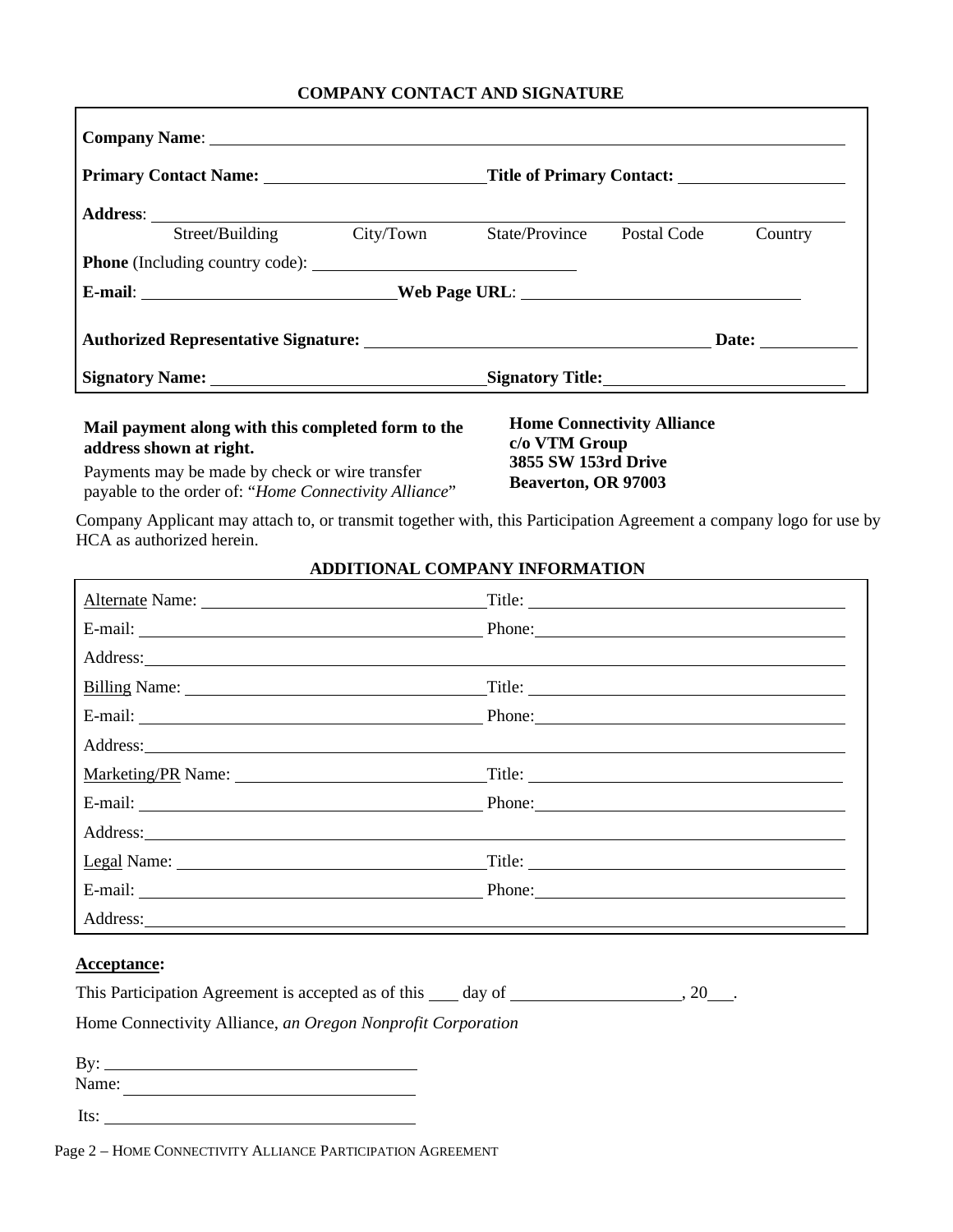## COMPANY CONTACT AND SIGNATURE

**Company Name**: \_\_\_\_\_\_\_\_\_\_\_\_\_\_\_\_\_\_\_\_\_\_\_\_\_\_\_\_\_\_\_\_\_\_\_\_\_\_\_\_\_\_\_\_\_\_\_\_\_\_\_\_

**Primary Contact Name:** \_\_\_\_\_\_\_\_\_\_\_\_\_\_\_\_\_\_\_\_\_\_\_\_\_\_ **Title of Primary Contact:** \_\_\_\_\_\_\_\_\_\_\_\_\_\_\_\_\_\_\_\_

**Address**: \_\_\_\_\_\_\_\_\_\_\_\_\_\_\_\_\_\_\_\_\_\_\_\_\_\_\_\_\_\_\_\_\_\_\_\_\_\_\_\_\_\_\_\_\_\_\_\_\_\_\_\_\_\_\_\_\_\_\_\_\_\_\_\_\_\_\_\_\_\_\_\_
Street/Building City/Town State/Province Postal Code Country

**Phone** (Including country code): \_\_\_\_\_\_\_\_\_\_\_\_\_\_\_\_\_\_\_\_\_\_\_\_\_\_\_\_\_\_\_\_

**E-mail**: \_\_\_\_\_\_\_\_\_\_\_\_\_\_\_\_\_\_\_\_\_\_\_\_\_\_\_\_\_\_ **Web Page URL**: \_\_\_\_\_\_\_\_\_\_\_\_\_\_\_\_\_\_\_\_\_\_\_\_\_\_\_\_\_\_\_\_

**Authorized Representative Signature:** \_\_\_\_\_\_\_\_\_\_\_\_\_\_\_\_\_\_\_\_\_\_\_\_\_\_\_\_\_\_\_\_\_\_\_\_\_\_\_\_ **Date:** \_\_\_\_\_\_\_\_\_\_\_\_

**Signatory Name:** \_\_\_\_\_\_\_\_\_\_\_\_\_\_\_\_\_\_\_\_\_\_\_\_\_\_\_\_\_\_\_\_ **Signatory Title:** \_\_\_\_\_\_\_\_\_\_\_\_\_\_\_\_\_\_\_\_\_\_\_\_\_\_\_\_

**Mail payment along with this completed form to the address shown at right.**

Payments may be made by check or wire transfer payable to the order of: "*Home Connectivity Alliance*"

**Home Connectivity Alliance**
**c/o VTM Group**
**3855 SW 153rd Drive**
**Beaverton, OR 97003**

Company Applicant may attach to, or transmit together with, this Participation Agreement a company logo for use by HCA as authorized herein.

## ADDITIONAL COMPANY INFORMATION

Alternate Name: \_\_\_\_\_\_\_\_\_\_\_\_\_\_\_\_\_\_\_\_\_\_\_\_\_\_\_\_\_\_\_\_ Title: \_\_\_\_\_\_\_\_\_\_\_\_\_\_\_\_\_\_\_\_\_\_\_\_\_\_\_\_\_\_\_\_\_\_\_\_\_\_

E-mail: \_\_\_\_\_\_\_\_\_\_\_\_\_\_\_\_\_\_\_\_\_\_\_\_\_\_\_\_\_\_\_\_\_\_\_\_\_\_\_\_ Phone: \_\_\_\_\_\_\_\_\_\_\_\_\_\_\_\_\_\_\_\_\_\_\_\_\_\_\_\_\_\_\_\_\_\_\_\_\_\_

Address: \_\_\_\_\_\_\_\_\_\_\_\_\_\_\_\_\_\_\_\_\_\_\_\_\_\_\_\_\_\_\_\_\_\_\_\_\_\_\_\_\_\_\_\_\_\_\_\_\_\_\_\_\_\_\_\_\_\_\_\_\_\_\_\_\_\_\_\_\_\_\_\_\_\_\_\_

Billing Name: \_\_\_\_\_\_\_\_\_\_\_\_\_\_\_\_\_\_\_\_\_\_\_\_\_\_\_\_\_\_\_\_\_\_\_ Title: \_\_\_\_\_\_\_\_\_\_\_\_\_\_\_\_\_\_\_\_\_\_\_\_\_\_\_\_\_\_\_\_\_\_\_\_\_\_

E-mail: \_\_\_\_\_\_\_\_\_\_\_\_\_\_\_\_\_\_\_\_\_\_\_\_\_\_\_\_\_\_\_\_\_\_\_\_\_\_\_\_ Phone: \_\_\_\_\_\_\_\_\_\_\_\_\_\_\_\_\_\_\_\_\_\_\_\_\_\_\_\_\_\_\_\_\_\_\_\_\_\_

Address: \_\_\_\_\_\_\_\_\_\_\_\_\_\_\_\_\_\_\_\_\_\_\_\_\_\_\_\_\_\_\_\_\_\_\_\_\_\_\_\_\_\_\_\_\_\_\_\_\_\_\_\_\_\_\_\_\_\_\_\_\_\_\_\_\_\_\_\_\_\_\_\_\_\_\_\_

Marketing/PR Name: \_\_\_\_\_\_\_\_\_\_\_\_\_\_\_\_\_\_\_\_\_\_\_\_\_\_\_\_\_ Title: \_\_\_\_\_\_\_\_\_\_\_\_\_\_\_\_\_\_\_\_\_\_\_\_\_\_\_\_\_\_\_\_\_\_\_\_\_\_

E-mail: \_\_\_\_\_\_\_\_\_\_\_\_\_\_\_\_\_\_\_\_\_\_\_\_\_\_\_\_\_\_\_\_\_\_\_\_\_\_\_\_ Phone: \_\_\_\_\_\_\_\_\_\_\_\_\_\_\_\_\_\_\_\_\_\_\_\_\_\_\_\_\_\_\_\_\_\_\_\_\_\_

Address: \_\_\_\_\_\_\_\_\_\_\_\_\_\_\_\_\_\_\_\_\_\_\_\_\_\_\_\_\_\_\_\_\_\_\_\_\_\_\_\_\_\_\_\_\_\_\_\_\_\_\_\_\_\_\_\_\_\_\_\_\_\_\_\_\_\_\_\_\_\_\_\_\_\_\_\_

Legal Name: \_\_\_\_\_\_\_\_\_\_\_\_\_\_\_\_\_\_\_\_\_\_\_\_\_\_\_\_\_\_\_\_\_\_\_\_ Title: \_\_\_\_\_\_\_\_\_\_\_\_\_\_\_\_\_\_\_\_\_\_\_\_\_\_\_\_\_\_\_\_\_\_\_\_\_\_

E-mail: \_\_\_\_\_\_\_\_\_\_\_\_\_\_\_\_\_\_\_\_\_\_\_\_\_\_\_\_\_\_\_\_\_\_\_\_\_\_\_\_ Phone: \_\_\_\_\_\_\_\_\_\_\_\_\_\_\_\_\_\_\_\_\_\_\_\_\_\_\_\_\_\_\_\_\_\_\_\_\_\_

Address: \_\_\_\_\_\_\_\_\_\_\_\_\_\_\_\_\_\_\_\_\_\_\_\_\_\_\_\_\_\_\_\_\_\_\_\_\_\_\_\_\_\_\_\_\_\_\_\_\_\_\_\_\_\_\_\_\_\_\_\_\_\_\_\_\_\_\_\_\_\_\_\_\_\_\_\_

**Acceptance:**

This Participation Agreement is accepted as of this \_\_\_\_ day of \_\_\_\_\_\_\_\_\_\_\_\_\_\_\_\_\_\_\_\_, 20\_\_\_.

Home Connectivity Alliance, *an Oregon Nonprofit Corporation*

By: \_\_\_\_\_\_\_\_\_\_\_\_\_\_\_\_\_\_\_\_\_\_\_\_\_\_\_\_\_\_\_\_\_\_\_\_\_\_
Name: \_\_\_\_\_\_\_\_\_\_\_\_\_\_\_\_\_\_\_\_\_\_\_\_\_\_\_\_\_\_\_\_\_\_\_\_\_

Its: \_\_\_\_\_\_\_\_\_\_\_\_\_\_\_\_\_\_\_\_\_\_\_\_\_\_\_\_\_\_\_\_\_\_\_\_\_\_